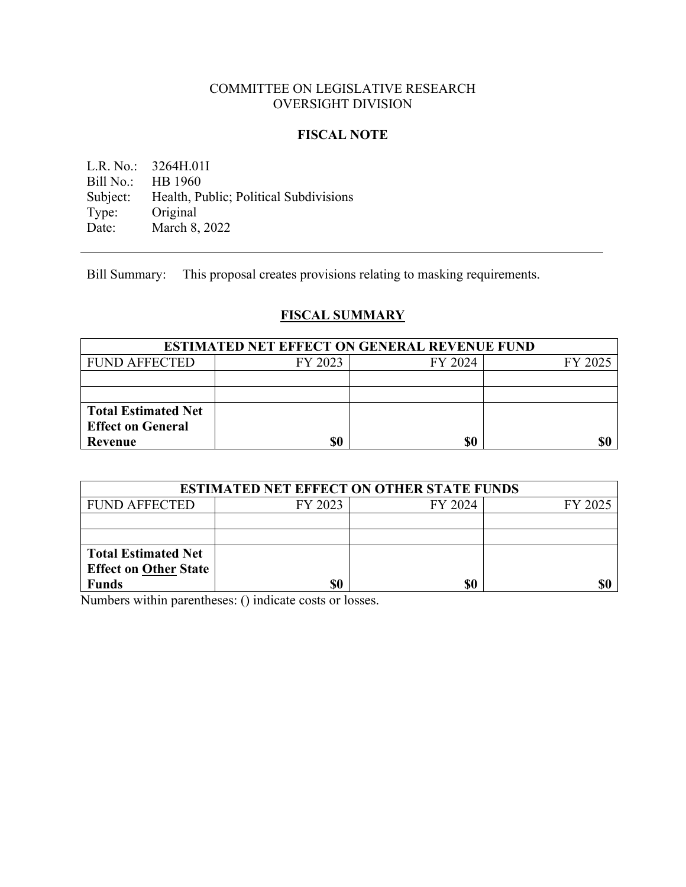COMMITTEE ON LEGISLATIVE RESEARCH
OVERSIGHT DIVISION

**FISCAL NOTE**

L.R. No.: 3264H.01I
Bill No.: HB 1960
Subject: Health, Public; Political Subdivisions
Type: Original
Date: March 8, 2022

---

Bill Summary: This proposal creates provisions relating to masking requirements.

## FISCAL SUMMARY

| ESTIMATED NET EFFECT ON GENERAL REVENUE FUND | | | |
|---|---|---|---|
| FUND AFFECTED | FY 2023 | FY 2024 | FY 2025 |
| | | | |
| | | | |
| **Total Estimated Net Effect on General Revenue** | **$0** | **$0** | **$0** |

| ESTIMATED NET EFFECT ON OTHER STATE FUNDS | | | |
|---|---|---|---|
| FUND AFFECTED | FY 2023 | FY 2024 | FY 2025 |
| | | | |
| | | | |
| **Total Estimated Net Effect on Other State Funds** | **$0** | **$0** | **$0** |

Numbers within parentheses: () indicate costs or losses.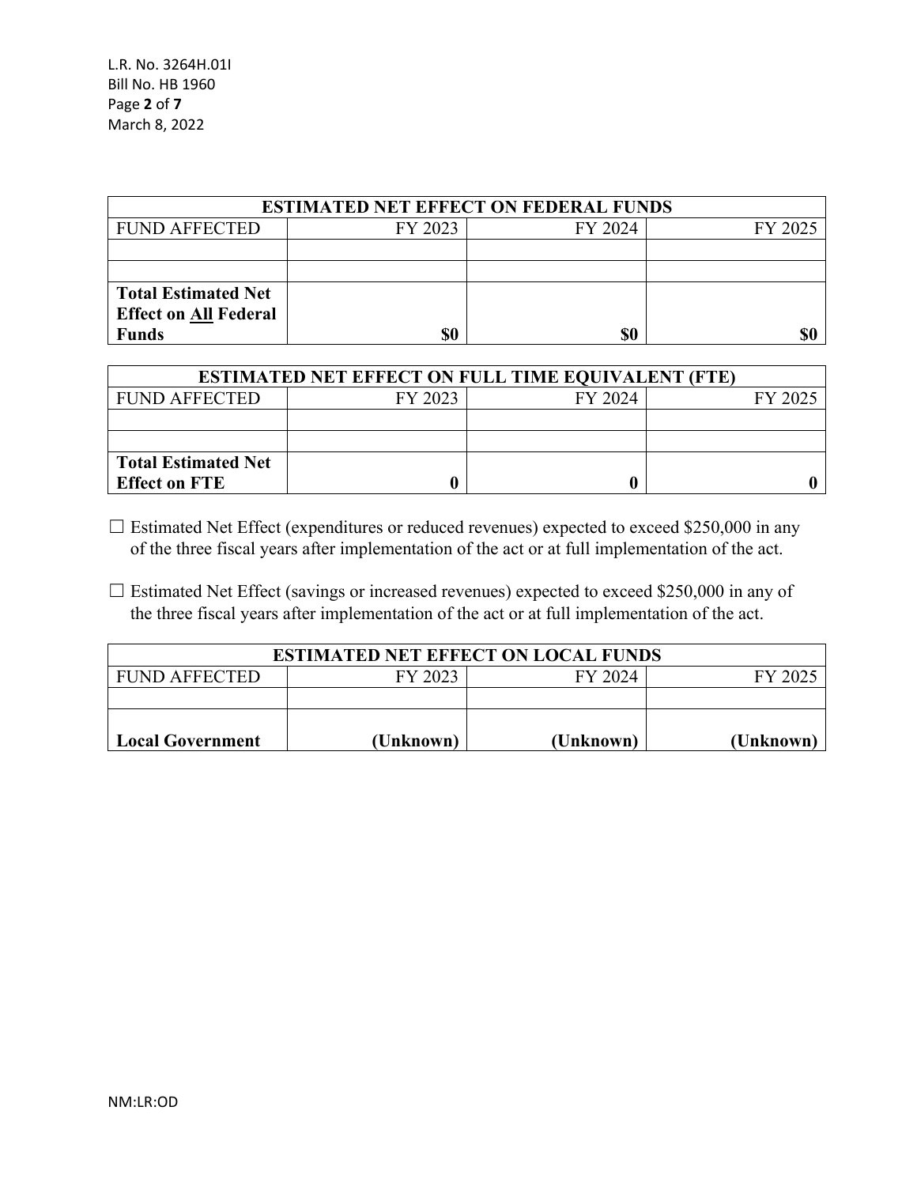| ESTIMATED NET EFFECT ON FEDERAL FUNDS | | | |
|---|---|---|---|
| FUND AFFECTED | FY 2023 | FY 2024 | FY 2025 |
| | | | |
| | | | |
| **Total Estimated Net Effect on All Federal Funds** | **$0** | **$0** | **$0** |

| ESTIMATED NET EFFECT ON FULL TIME EQUIVALENT (FTE) | | | |
|---|---|---|---|
| FUND AFFECTED | FY 2023 | FY 2024 | FY 2025 |
| | | | |
| | | | |
| **Total Estimated Net Effect on FTE** | **0** | **0** | **0** |

☐ Estimated Net Effect (expenditures or reduced revenues) expected to exceed $250,000 in any of the three fiscal years after implementation of the act or at full implementation of the act.

☐ Estimated Net Effect (savings or increased revenues) expected to exceed $250,000 in any of the three fiscal years after implementation of the act or at full implementation of the act.

| ESTIMATED NET EFFECT ON LOCAL FUNDS | | | |
|---|---|---|---|
| FUND AFFECTED | FY 2023 | FY 2024 | FY 2025 |
| | | | |
| **Local Government** | **(Unknown)** | **(Unknown)** | **(Unknown)** |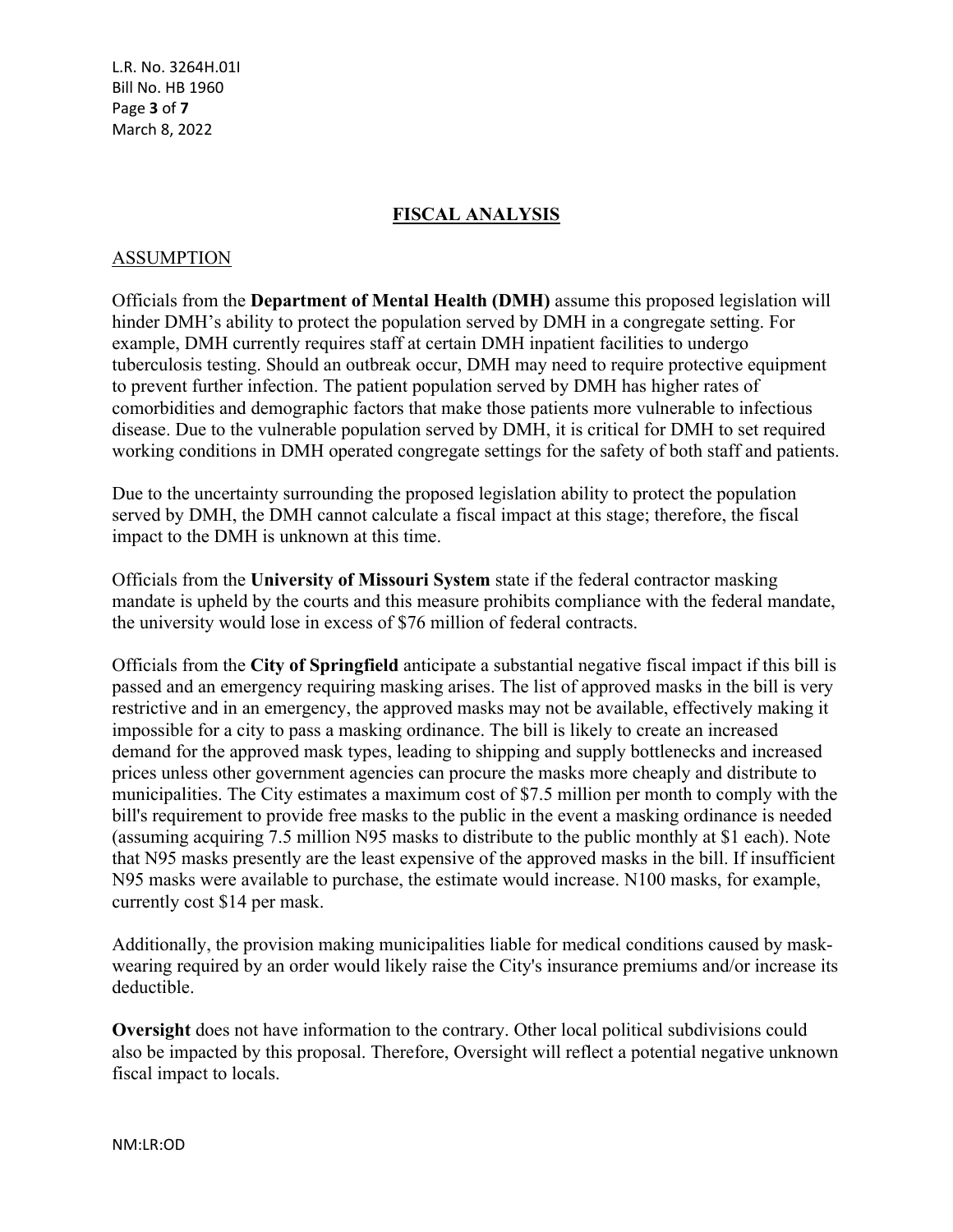## FISCAL ANALYSIS

### ASSUMPTION

Officials from the **Department of Mental Health (DMH)** assume this proposed legislation will hinder DMH's ability to protect the population served by DMH in a congregate setting. For example, DMH currently requires staff at certain DMH inpatient facilities to undergo tuberculosis testing. Should an outbreak occur, DMH may need to require protective equipment to prevent further infection. The patient population served by DMH has higher rates of comorbidities and demographic factors that make those patients more vulnerable to infectious disease. Due to the vulnerable population served by DMH, it is critical for DMH to set required working conditions in DMH operated congregate settings for the safety of both staff and patients.

Due to the uncertainty surrounding the proposed legislation ability to protect the population served by DMH, the DMH cannot calculate a fiscal impact at this stage; therefore, the fiscal impact to the DMH is unknown at this time.

Officials from the **University of Missouri System** state if the federal contractor masking mandate is upheld by the courts and this measure prohibits compliance with the federal mandate, the university would lose in excess of $76 million of federal contracts.

Officials from the **City of Springfield** anticipate a substantial negative fiscal impact if this bill is passed and an emergency requiring masking arises. The list of approved masks in the bill is very restrictive and in an emergency, the approved masks may not be available, effectively making it impossible for a city to pass a masking ordinance. The bill is likely to create an increased demand for the approved mask types, leading to shipping and supply bottlenecks and increased prices unless other government agencies can procure the masks more cheaply and distribute to municipalities. The City estimates a maximum cost of $7.5 million per month to comply with the bill's requirement to provide free masks to the public in the event a masking ordinance is needed (assuming acquiring 7.5 million N95 masks to distribute to the public monthly at $1 each). Note that N95 masks presently are the least expensive of the approved masks in the bill. If insufficient N95 masks were available to purchase, the estimate would increase. N100 masks, for example, currently cost $14 per mask.

Additionally, the provision making municipalities liable for medical conditions caused by mask-wearing required by an order would likely raise the City's insurance premiums and/or increase its deductible.

**Oversight** does not have information to the contrary. Other local political subdivisions could also be impacted by this proposal. Therefore, Oversight will reflect a potential negative unknown fiscal impact to locals.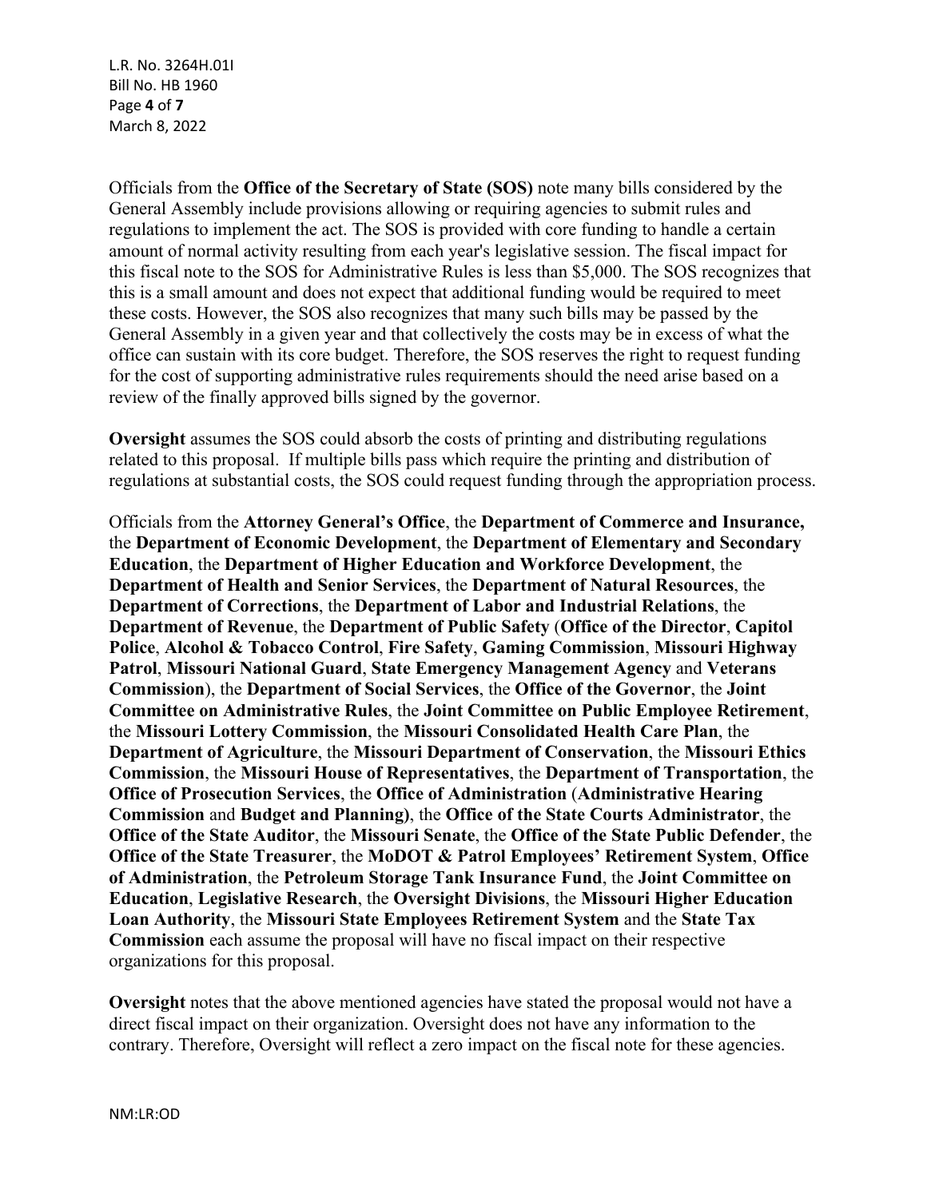Officials from the **Office of the Secretary of State (SOS)** note many bills considered by the General Assembly include provisions allowing or requiring agencies to submit rules and regulations to implement the act. The SOS is provided with core funding to handle a certain amount of normal activity resulting from each year's legislative session. The fiscal impact for this fiscal note to the SOS for Administrative Rules is less than $5,000. The SOS recognizes that this is a small amount and does not expect that additional funding would be required to meet these costs. However, the SOS also recognizes that many such bills may be passed by the General Assembly in a given year and that collectively the costs may be in excess of what the office can sustain with its core budget. Therefore, the SOS reserves the right to request funding for the cost of supporting administrative rules requirements should the need arise based on a review of the finally approved bills signed by the governor.

**Oversight** assumes the SOS could absorb the costs of printing and distributing regulations related to this proposal. If multiple bills pass which require the printing and distribution of regulations at substantial costs, the SOS could request funding through the appropriation process.

Officials from the **Attorney General's Office**, the **Department of Commerce and Insurance,** the **Department of Economic Development**, the **Department of Elementary and Secondary Education**, the **Department of Higher Education and Workforce Development**, the **Department of Health and Senior Services**, the **Department of Natural Resources**, the **Department of Corrections**, the **Department of Labor and Industrial Relations**, the **Department of Revenue**, the **Department of Public Safety** (**Office of the Director**, **Capitol Police**, **Alcohol & Tobacco Control**, **Fire Safety**, **Gaming Commission**, **Missouri Highway Patrol**, **Missouri National Guard**, **State Emergency Management Agency** and **Veterans Commission**), the **Department of Social Services**, the **Office of the Governor**, the **Joint Committee on Administrative Rules**, the **Joint Committee on Public Employee Retirement**, the **Missouri Lottery Commission**, the **Missouri Consolidated Health Care Plan**, the **Department of Agriculture**, the **Missouri Department of Conservation**, the **Missouri Ethics Commission**, the **Missouri House of Representatives**, the **Department of Transportation**, the **Office of Prosecution Services**, the **Office of Administration** (**Administrative Hearing Commission** and **Budget and Planning)**, the **Office of the State Courts Administrator**, the **Office of the State Auditor**, the **Missouri Senate**, the **Office of the State Public Defender**, the **Office of the State Treasurer**, the **MoDOT & Patrol Employees' Retirement System**, **Office of Administration**, the **Petroleum Storage Tank Insurance Fund**, the **Joint Committee on Education**, **Legislative Research**, the **Oversight Divisions**, the **Missouri Higher Education Loan Authority**, the **Missouri State Employees Retirement System** and the **State Tax Commission** each assume the proposal will have no fiscal impact on their respective organizations for this proposal.

**Oversight** notes that the above mentioned agencies have stated the proposal would not have a direct fiscal impact on their organization. Oversight does not have any information to the contrary. Therefore, Oversight will reflect a zero impact on the fiscal note for these agencies.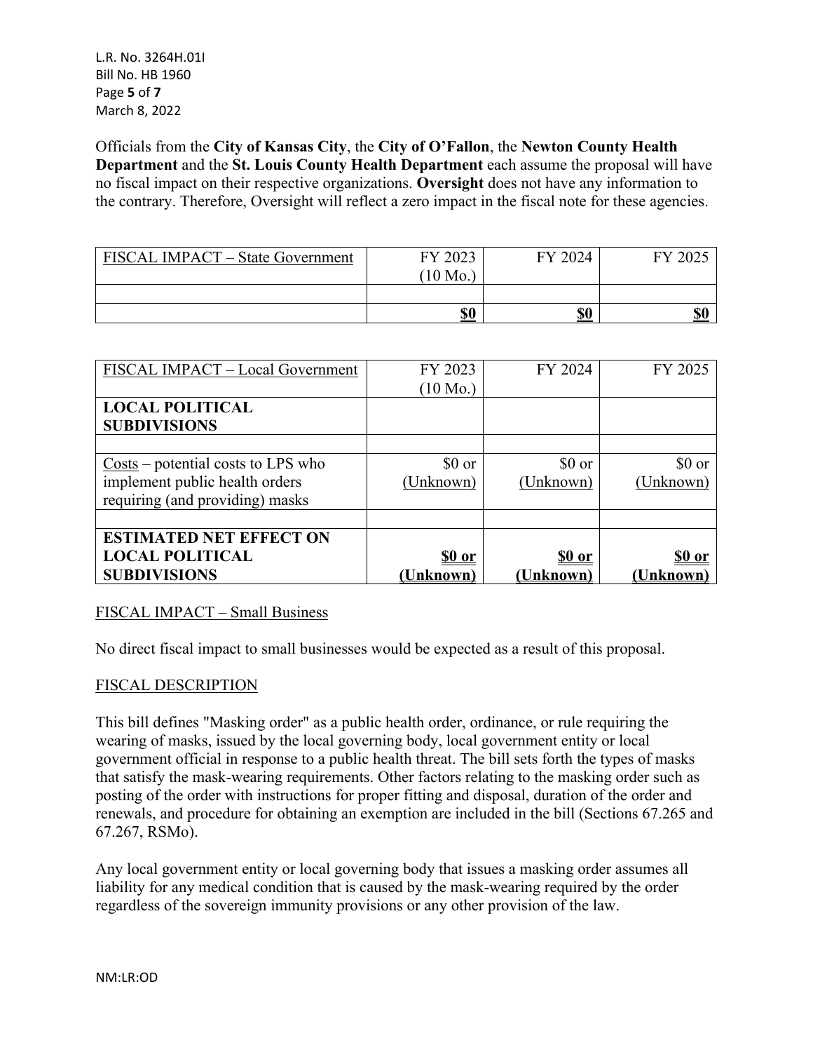Officials from the **City of Kansas City**, the **City of O'Fallon**, the **Newton County Health Department** and the **St. Louis County Health Department** each assume the proposal will have no fiscal impact on their respective organizations. **Oversight** does not have any information to the contrary. Therefore, Oversight will reflect a zero impact in the fiscal note for these agencies.

| FISCAL IMPACT – State Government | FY 2023 (10 Mo.) | FY 2024 | FY 2025 |
|---|---|---|---|
| | | | |
| | **$0** | **$0** | **$0** |

| FISCAL IMPACT – Local Government | FY 2023 (10 Mo.) | FY 2024 | FY 2025 |
|---|---|---|---|
| **LOCAL POLITICAL SUBDIVISIONS** | | | |
| | | | |
| Costs – potential costs to LPS who implement public health orders requiring (and providing) masks | $0 or (Unknown) | $0 or (Unknown) | $0 or (Unknown) |
| | | | |
| **ESTIMATED NET EFFECT ON LOCAL POLITICAL SUBDIVISIONS** | **$0 or (Unknown)** | **$0 or (Unknown)** | **$0 or (Unknown)** |

FISCAL IMPACT – Small Business

No direct fiscal impact to small businesses would be expected as a result of this proposal.

FISCAL DESCRIPTION

This bill defines "Masking order" as a public health order, ordinance, or rule requiring the wearing of masks, issued by the local governing body, local government entity or local government official in response to a public health threat. The bill sets forth the types of masks that satisfy the mask-wearing requirements. Other factors relating to the masking order such as posting of the order with instructions for proper fitting and disposal, duration of the order and renewals, and procedure for obtaining an exemption are included in the bill (Sections 67.265 and 67.267, RSMo).

Any local government entity or local governing body that issues a masking order assumes all liability for any medical condition that is caused by the mask-wearing required by the order regardless of the sovereign immunity provisions or any other provision of the law.

NM:LR:OD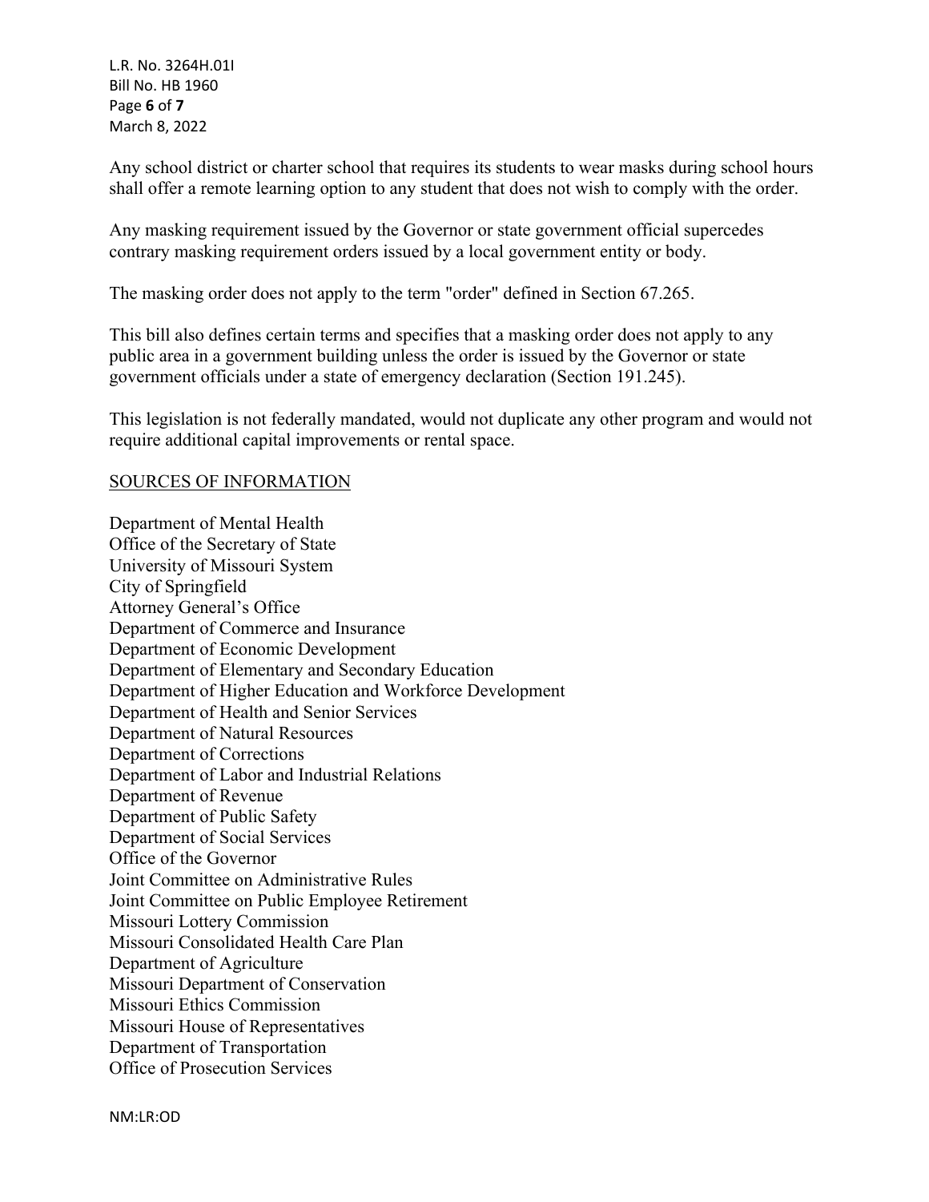Any school district or charter school that requires its students to wear masks during school hours shall offer a remote learning option to any student that does not wish to comply with the order.

Any masking requirement issued by the Governor or state government official supercedes contrary masking requirement orders issued by a local government entity or body.

The masking order does not apply to the term "order" defined in Section 67.265.

This bill also defines certain terms and specifies that a masking order does not apply to any public area in a government building unless the order is issued by the Governor or state government officials under a state of emergency declaration (Section 191.245).

This legislation is not federally mandated, would not duplicate any other program and would not require additional capital improvements or rental space.

## SOURCES OF INFORMATION

Department of Mental Health
Office of the Secretary of State
University of Missouri System
City of Springfield
Attorney General's Office
Department of Commerce and Insurance
Department of Economic Development
Department of Elementary and Secondary Education
Department of Higher Education and Workforce Development
Department of Health and Senior Services
Department of Natural Resources
Department of Corrections
Department of Labor and Industrial Relations
Department of Revenue
Department of Public Safety
Department of Social Services
Office of the Governor
Joint Committee on Administrative Rules
Joint Committee on Public Employee Retirement
Missouri Lottery Commission
Missouri Consolidated Health Care Plan
Department of Agriculture
Missouri Department of Conservation
Missouri Ethics Commission
Missouri House of Representatives
Department of Transportation
Office of Prosecution Services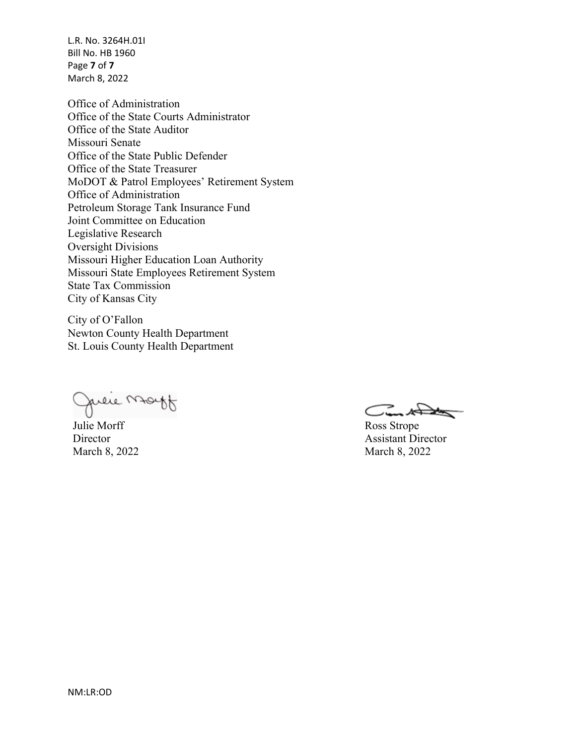Office of Administration
Office of the State Courts Administrator
Office of the State Auditor
Missouri Senate
Office of the State Public Defender
Office of the State Treasurer
MoDOT & Patrol Employees' Retirement System
Office of Administration
Petroleum Storage Tank Insurance Fund
Joint Committee on Education
Legislative Research
Oversight Divisions
Missouri Higher Education Loan Authority
Missouri State Employees Retirement System
State Tax Commission
City of Kansas City

City of O'Fallon
Newton County Health Department
St. Louis County Health Department

Julie Morff
Director
March 8, 2022

Ross Strope
Assistant Director
March 8, 2022

NM:LR:OD